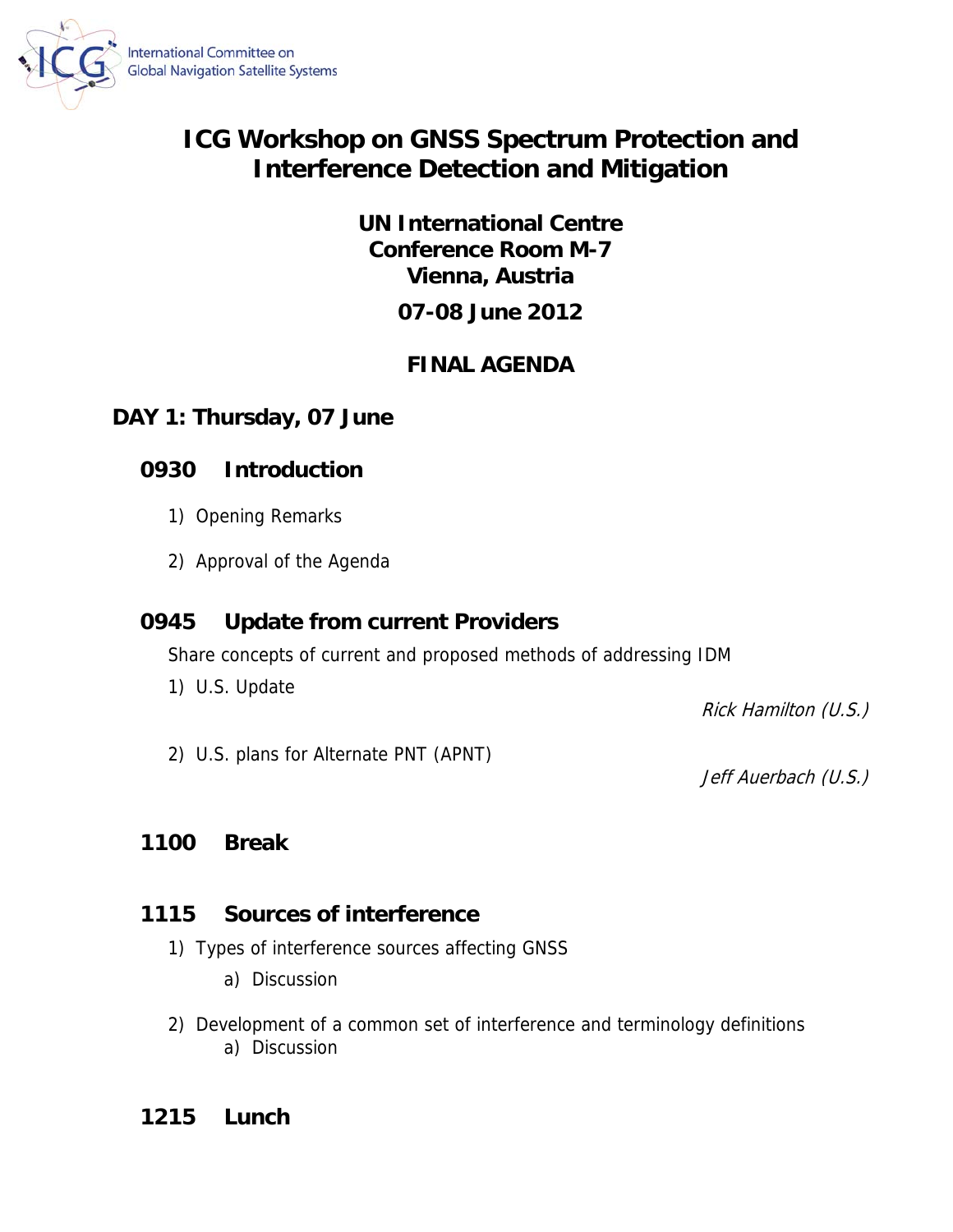International Committee on Global Navigation Satellite Systems

# ICG Workshop on GNSS Spectrum Protection and Interference Detection and Mitigation

**UN International Centre**
**Conference Room M-7**
**Vienna, Austria**

**07-08 June 2012**

**FINAL AGENDA**

## DAY 1: Thursday, 07 June

### 0930 Introduction

1) Opening Remarks

2) Approval of the Agenda

### 0945 Update from current Providers

Share concepts of current and proposed methods of addressing IDM

1) U.S. Update

*Rick Hamilton (U.S.)*

2) U.S. plans for Alternate PNT (APNT)

*Jeff Auerbach (U.S.)*

### 1100 Break

### 1115 Sources of interference

1) Types of interference sources affecting GNSS
   a) Discussion

2) Development of a common set of interference and terminology definitions
   a) Discussion

### 1215 Lunch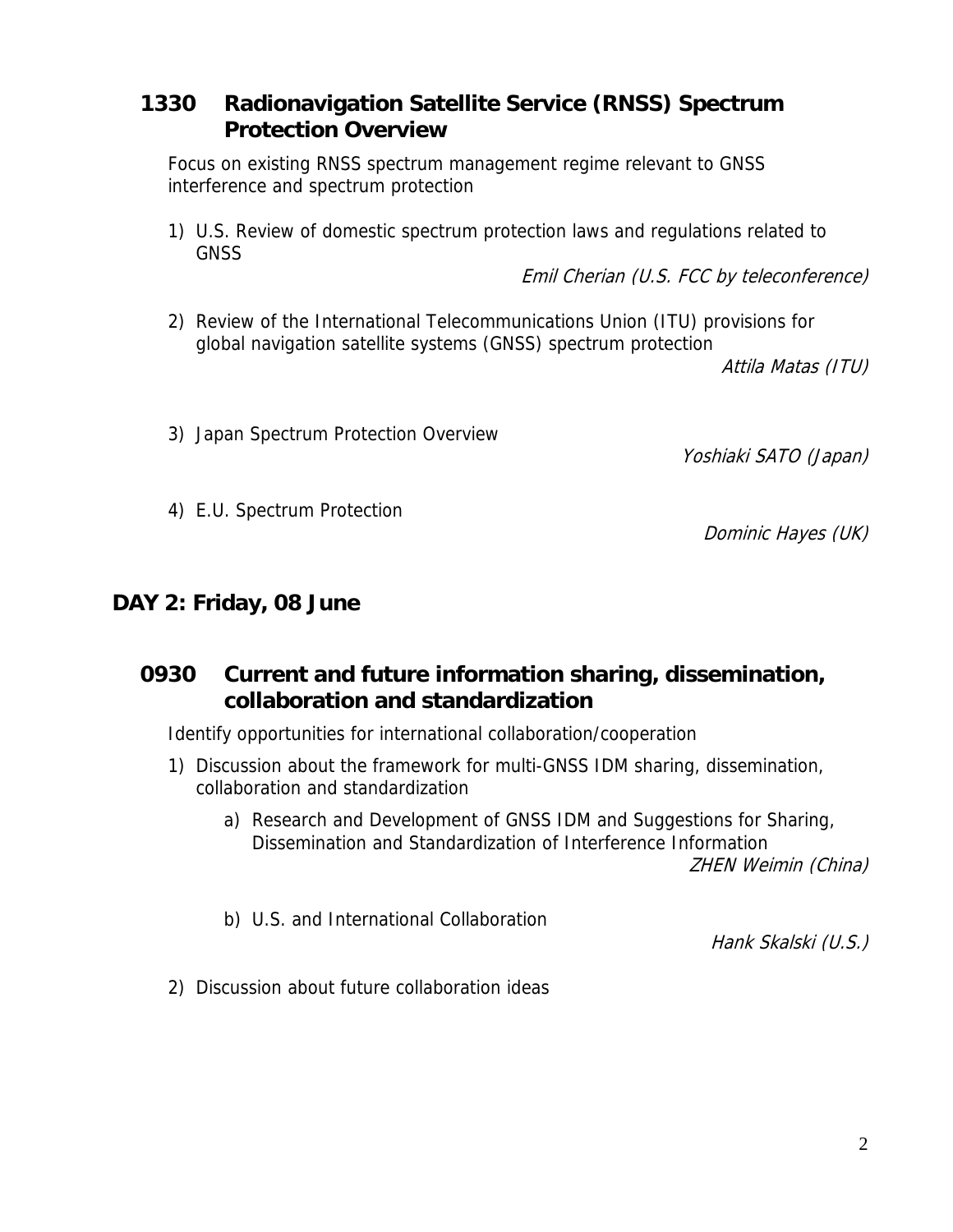### 1330 Radionavigation Satellite Service (RNSS) Spectrum Protection Overview

Focus on existing RNSS spectrum management regime relevant to GNSS interference and spectrum protection

1) U.S. Review of domestic spectrum protection laws and regulations related to GNSS

   *Emil Cherian (U.S. FCC by teleconference)*

2) Review of the International Telecommunications Union (ITU) provisions for global navigation satellite systems (GNSS) spectrum protection

   *Attila Matas (ITU)*

3) Japan Spectrum Protection Overview

   *Yoshiaki SATO (Japan)*

4) E.U. Spectrum Protection

   *Dominic Hayes (UK)*

## DAY 2: Friday, 08 June

### 0930 Current and future information sharing, dissemination, collaboration and standardization

Identify opportunities for international collaboration/cooperation

1) Discussion about the framework for multi-GNSS IDM sharing, dissemination, collaboration and standardization

   a) Research and Development of GNSS IDM and Suggestions for Sharing, Dissemination and Standardization of Interference Information

      *ZHEN Weimin (China)*

   b) U.S. and International Collaboration

      *Hank Skalski (U.S.)*

2) Discussion about future collaboration ideas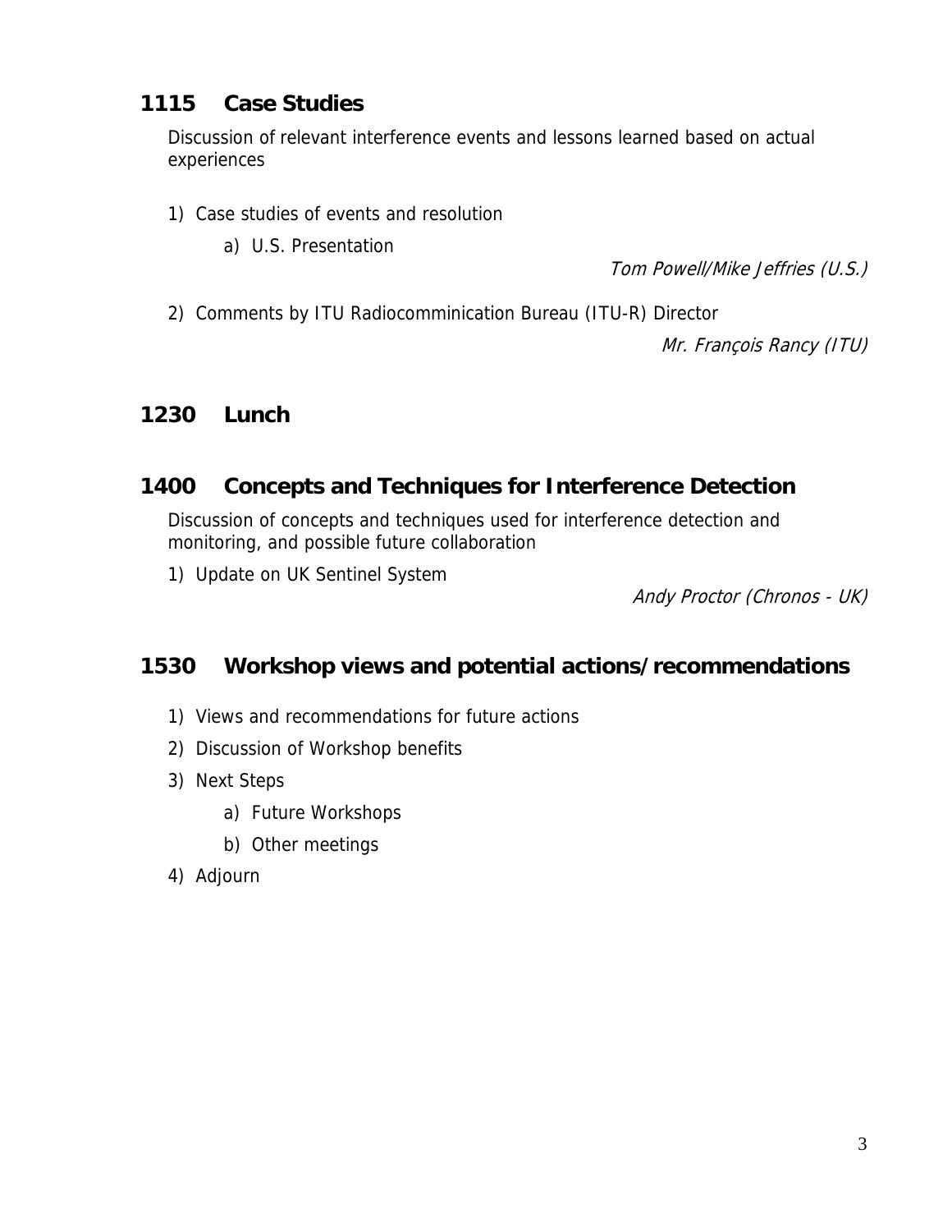## 1115 Case Studies

Discussion of relevant interference events and lessons learned based on actual experiences

1) Case studies of events and resolution
   a) U.S. Presentation

*Tom Powell/Mike Jeffries (U.S.)*

2) Comments by ITU Radiocomminication Bureau (ITU-R) Director

*Mr. François Rancy (ITU)*

## 1230 Lunch

## 1400 Concepts and Techniques for Interference Detection

Discussion of concepts and techniques used for interference detection and monitoring, and possible future collaboration

1) Update on UK Sentinel System

*Andy Proctor (Chronos - UK)*

## 1530 Workshop views and potential actions/recommendations

1) Views and recommendations for future actions
2) Discussion of Workshop benefits
3) Next Steps
   a) Future Workshops
   b) Other meetings
4) Adjourn